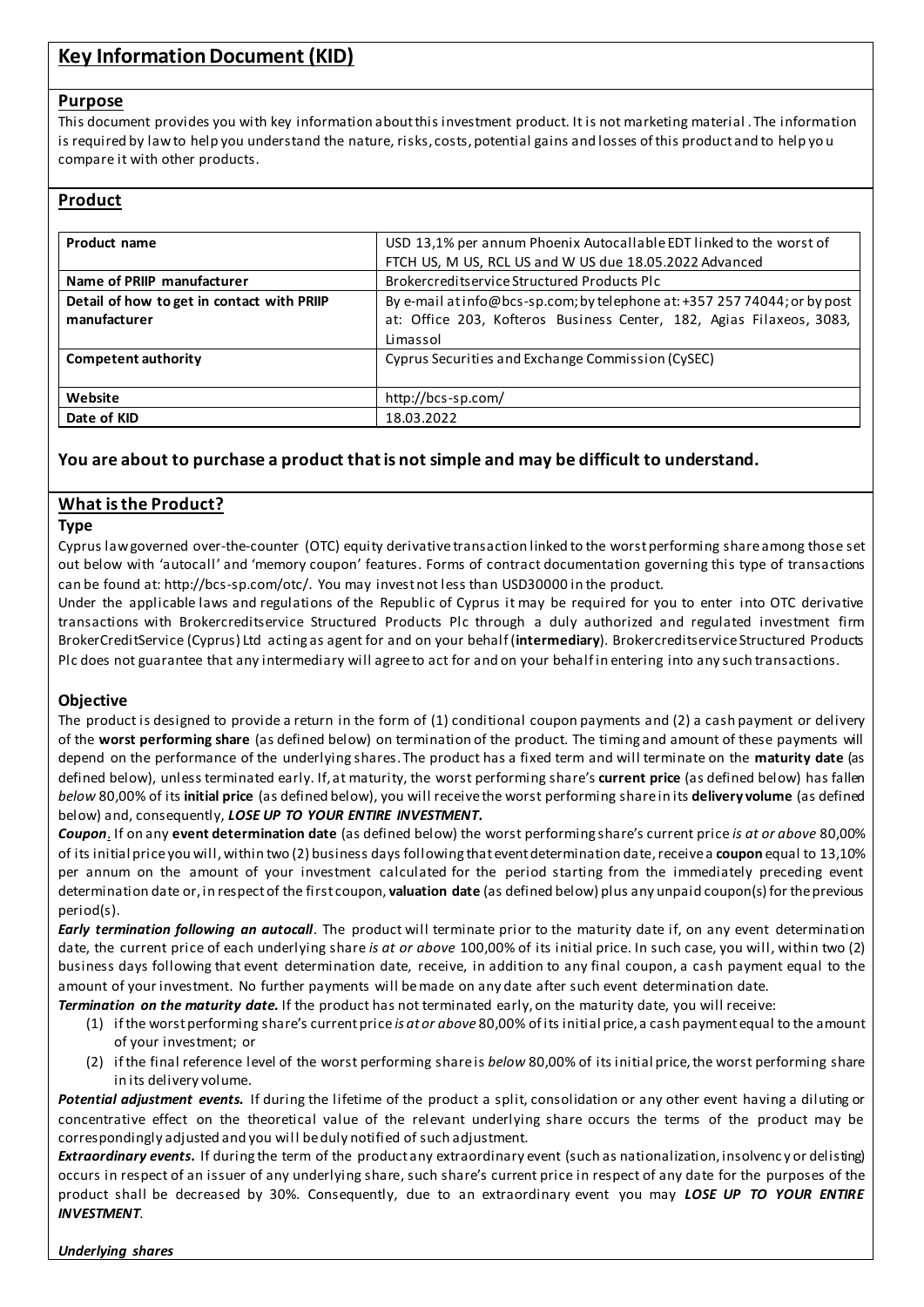# Key Information Document (KID)

## Purpose

This document provides you with key information about this investment product. It is not marketing material. The information is required by law to help you understand the nature, risks, costs, potential gains and losses of this product and to help you compare it with other products.

## Product

| | |
|---|---|
| **Product name** | USD 13,1% per annum Phoenix Autocallable EDT linked to the worst of FTCH US, M US, RCL US and W US due 18.05.2022 Advanced |
| **Name of PRIIP manufacturer** | Brokercreditservice Structured Products Plc |
| **Detail of how to get in contact with PRIIP manufacturer** | By e-mail at info@bcs-sp.com; by telephone at: +357 257 74044; or by post at: Office 203, Kofteros Business Center, 182, Agias Filaxeos, 3083, Limassol |
| **Competent authority** | Cyprus Securities and Exchange Commission (CySEC) |
| **Website** | http://bcs-sp.com/ |
| **Date of KID** | 18.03.2022 |

### You are about to purchase a product that is not simple and may be difficult to understand.

## What is the Product?

### Type

Cyprus law governed over-the-counter (OTC) equity derivative transaction linked to the worst performing share among those set out below with 'autocall' and 'memory coupon' features. Forms of contract documentation governing this type of transactions can be found at: http://bcs-sp.com/otc/. You may invest not less than USD30000 in the product.

Under the applicable laws and regulations of the Republic of Cyprus it may be required for you to enter into OTC derivative transactions with Brokercreditservice Structured Products Plc through a duly authorized and regulated investment firm BrokerCreditService (Cyprus) Ltd acting as agent for and on your behalf (**intermediary**). Brokercreditservice Structured Products Plc does not guarantee that any intermediary will agree to act for and on your behalf in entering into any such transactions.

### Objective

The product is designed to provide a return in the form of (1) conditional coupon payments and (2) a cash payment or delivery of the **worst performing share** (as defined below) on termination of the product. The timing and amount of these payments will depend on the performance of the underlying shares. The product has a fixed term and will terminate on the **maturity date** (as defined below), unless terminated early. If, at maturity, the worst performing share's **current price** (as defined below) has fallen *below* 80,00% of its **initial price** (as defined below), you will receive the worst performing share in its **delivery volume** (as defined below) and, consequently, ***LOSE UP TO YOUR ENTIRE INVESTMENT***.

***Coupon***. If on any **event determination date** (as defined below) the worst performing share's current price *is at or above* 80,00% of its initial price you will, within two (2) business days following that event determination date, receive a **coupon** equal to 13,10% per annum on the amount of your investment calculated for the period starting from the immediately preceding event determination date or, in respect of the first coupon, **valuation date** (as defined below) plus any unpaid coupon(s) for the previous period(s).

***Early termination following an autocall***. The product will terminate prior to the maturity date if, on any event determination date, the current price of each underlying share *is at or above* 100,00% of its initial price. In such case, you will, within two (2) business days following that event determination date, receive, in addition to any final coupon, a cash payment equal to the amount of your investment. No further payments will be made on any date after such event determination date.

***Termination on the maturity date.*** If the product has not terminated early, on the maturity date, you will receive:

1. if the worst performing share's current price *is at or above* 80,00% of its initial price, a cash payment equal to the amount of your investment; or
2. if the final reference level of the worst performing share is *below* 80,00% of its initial price, the worst performing share in its delivery volume.

***Potential adjustment events.*** If during the lifetime of the product a split, consolidation or any other event having a diluting or concentrative effect on the theoretical value of the relevant underlying share occurs the terms of the product may be correspondingly adjusted and you will be duly notified of such adjustment.

***Extraordinary events.*** If during the term of the product any extraordinary event (such as nationalization, insolvency or delisting) occurs in respect of an issuer of any underlying share, such share's current price in respect of any date for the purposes of the product shall be decreased by 30%. Consequently, due to an extraordinary event you may ***LOSE UP TO YOUR ENTIRE INVESTMENT***.

***Underlying shares***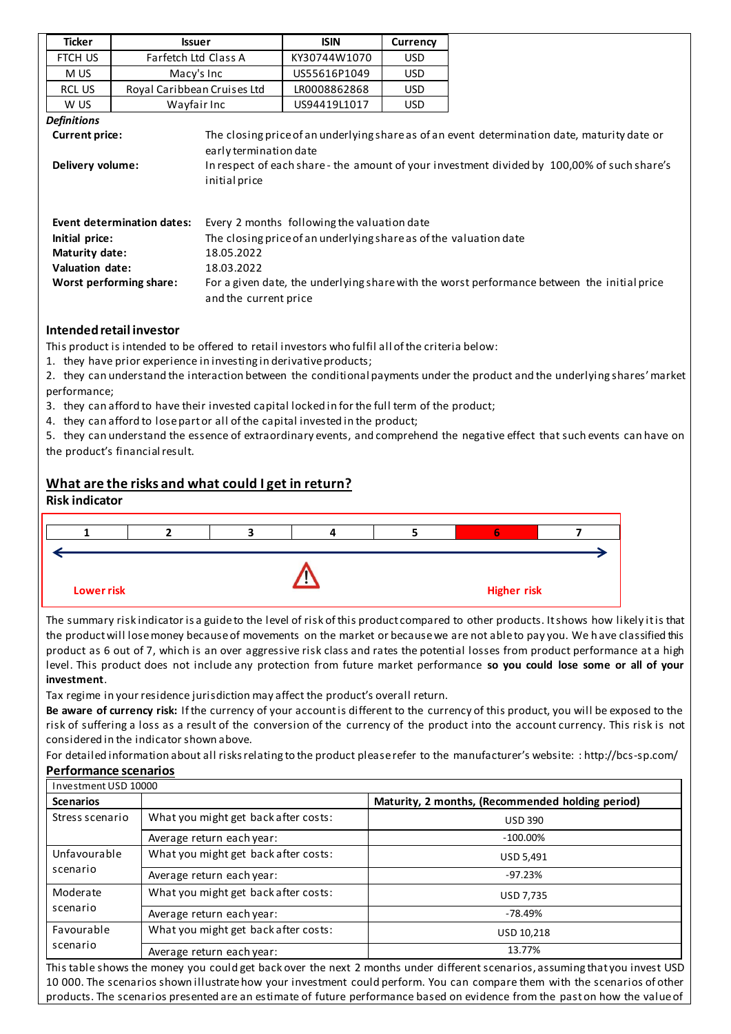| Ticker | Issuer | ISIN | Currency |
|---|---|---|---|
| FTCH US | Farfetch Ltd Class A | KY30744W1070 | USD |
| M US | Macy's Inc | US55616P1049 | USD |
| RCL US | Royal Caribbean Cruises Ltd | LR0008862868 | USD |
| W US | Wayfair Inc | US94419L1017 | USD |

***Definitions***

| | |
|---|---|
| **Current price:** | The closing price of an underlying share as of an event determination date, maturity date or early termination date |
| **Delivery volume:** | In respect of each share - the amount of your investment divided by 100,00% of such share's initial price |
| **Event determination dates:** | Every 2 months following the valuation date |
| **Initial price:** | The closing price of an underlying share as of the valuation date |
| **Maturity date:** | 18.05.2022 |
| **Valuation date:** | 18.03.2022 |
| **Worst performing share:** | For a given date, the underlying share with the worst performance between the initial price and the current price |

### Intended retail investor

This product is intended to be offered to retail investors who fulfil all of the criteria below:

1. they have prior experience in investing in derivative products;
2. they can understand the interaction between the conditional payments under the product and the underlying shares' market performance;
3. they can afford to have their invested capital locked in for the full term of the product;
4. they can afford to lose part or all of the capital invested in the product;
5. they can understand the essence of extraordinary events, and comprehend the negative effect that such events can have on the product's financial result.

## What are the risks and what could I get in return?

### Risk indicator

| 1 | 2 | 3 | 4 | 5 | **6** | 7 |
|---|---|---|---|---|---|---|

Lower risk — Higher risk

The summary risk indicator is a guide to the level of risk of this product compared to other products. It shows how likely it is that the product will lose money because of movements on the market or because we are not able to pay you. We have classified this product as 6 out of 7, which is an over aggressive risk class and rates the potential losses from product performance at a high level. This product does not include any protection from future market performance **so you could lose some or all of your investment**.

Tax regime in your residence jurisdiction may affect the product's overall return.

**Be aware of currency risk:** If the currency of your account is different to the currency of this product, you will be exposed to the risk of suffering a loss as a result of the conversion of the currency of the product into the account currency. This risk is not considered in the indicator shown above.

For detailed information about all risks relating to the product please refer to the manufacturer's website: : http://bcs-sp.com/

### Performance scenarios

| Investment USD 10000 | | |
|---|---|---|
| **Scenarios** | | **Maturity, 2 months, (Recommended holding period)** |
| Stress scenario | What you might get back after costs: | USD 390 |
| | Average return each year: | -100.00% |
| Unfavourable scenario | What you might get back after costs: | USD 5,491 |
| | Average return each year: | -97.23% |
| Moderate scenario | What you might get back after costs: | USD 7,735 |
| | Average return each year: | -78.49% |
| Favourable scenario | What you might get back after costs: | USD 10,218 |
| | Average return each year: | 13.77% |

This table shows the money you could get back over the next 2 months under different scenarios, assuming that you invest USD 10 000. The scenarios shown illustrate how your investment could perform. You can compare them with the scenarios of other products. The scenarios presented are an estimate of future performance based on evidence from the past on how the value of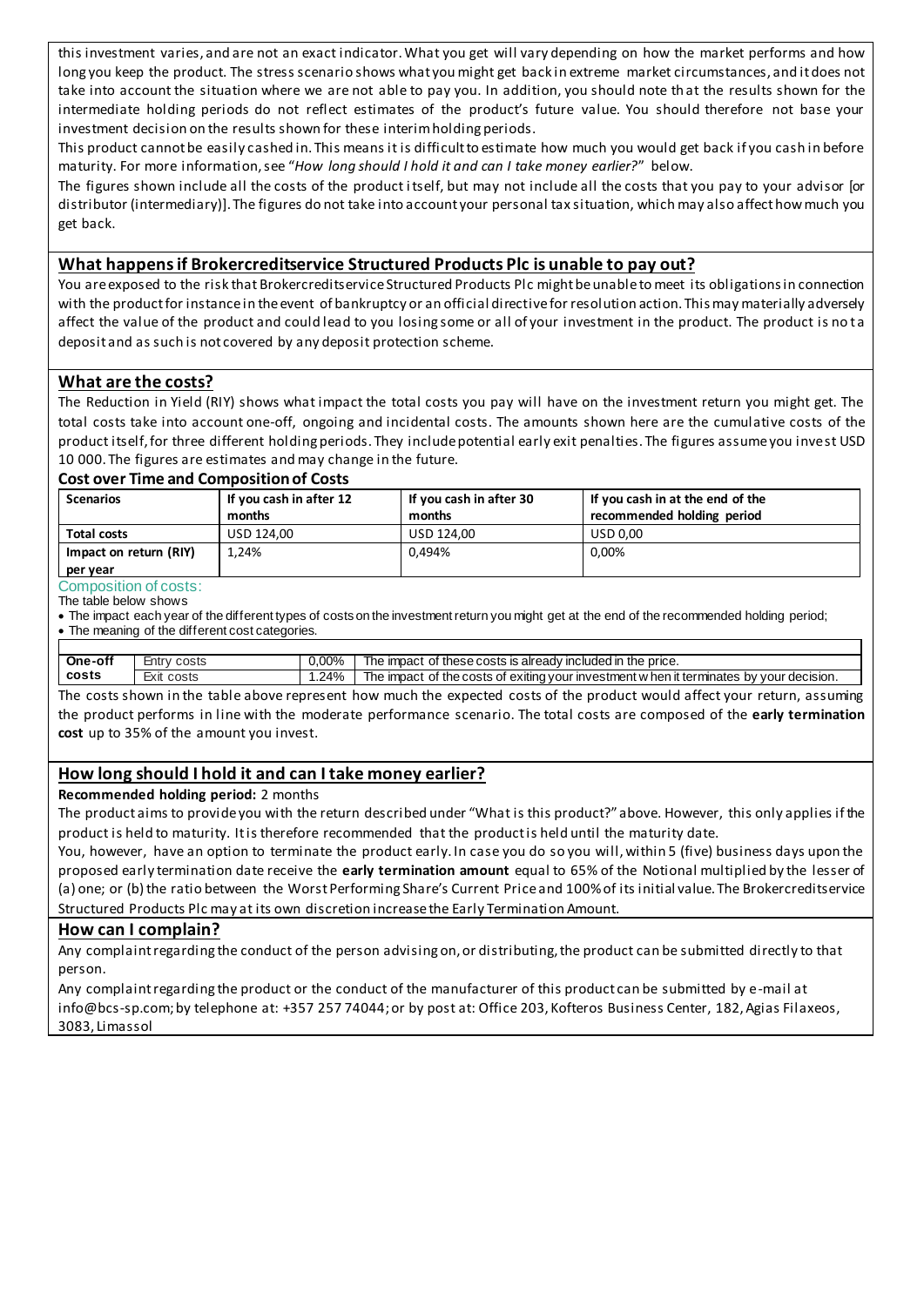this investment varies, and are not an exact indicator. What you get will vary depending on how the market performs and how long you keep the product. The stress scenario shows what you might get back in extreme market circumstances, and it does not take into account the situation where we are not able to pay you. In addition, you should note that the results shown for the intermediate holding periods do not reflect estimates of the product's future value. You should therefore not base your investment decision on the results shown for these interim holding periods.

This product cannot be easily cashed in. This means it is difficult to estimate how much you would get back if you cash in before maturity. For more information, see "*How long should I hold it and can I take money earlier?*" below.

The figures shown include all the costs of the product itself, but may not include all the costs that you pay to your advisor [or distributor (intermediary)]. The figures do not take into account your personal tax situation, which may also affect how much you get back.

## What happens if Brokercreditservice Structured Products Plc is unable to pay out?

You are exposed to the risk that Brokercreditservice Structured Products Plc might be unable to meet its obligations in connection with the product for instance in the event of bankruptcy or an official directive for resolution action. This may materially adversely affect the value of the product and could lead to you losing some or all of your investment in the product. The product is not a deposit and as such is not covered by any deposit protection scheme.

## What are the costs?

The Reduction in Yield (RIY) shows what impact the total costs you pay will have on the investment return you might get. The total costs take into account one-off, ongoing and incidental costs. The amounts shown here are the cumulative costs of the product itself, for three different holding periods. They include potential early exit penalties. The figures assume you invest USD 10 000. The figures are estimates and may change in the future.

### Cost over Time and Composition of Costs

| Scenarios | If you cash in after 12 months | If you cash in after 30 months | If you cash in at the end of the recommended holding period |
|---|---|---|---|
| **Total costs** | USD 124,00 | USD 124,00 | USD 0,00 |
| **Impact on return (RIY) per year** | 1,24% | 0,494% | 0,00% |

Composition of costs:

The table below shows

- The impact each year of the different types of costs on the investment return you might get at the end of the recommended holding period;
- The meaning of the different cost categories.

| | | | |
|---|---|---|---|
| **One-off costs** | Entry costs | 0,00% | The impact of these costs is already included in the price. |
| | Exit costs | 1.24% | The impact of the costs of exiting your investment when it terminates by your decision. |

The costs shown in the table above represent how much the expected costs of the product would affect your return, assuming the product performs in line with the moderate performance scenario. The total costs are composed of the **early termination cost** up to 35% of the amount you invest.

## How long should I hold it and can I take money earlier?

**Recommended holding period:** 2 months

The product aims to provide you with the return described under "What is this product?" above. However, this only applies if the product is held to maturity. It is therefore recommended that the product is held until the maturity date.

You, however, have an option to terminate the product early. In case you do so you will, within 5 (five) business days upon the proposed early termination date receive the **early termination amount** equal to 65% of the Notional multiplied by the lesser of (a) one; or (b) the ratio between the Worst Performing Share's Current Price and 100% of its initial value. The Brokercreditservice Structured Products Plc may at its own discretion increase the Early Termination Amount.

## How can I complain?

Any complaint regarding the conduct of the person advising on, or distributing, the product can be submitted directly to that person.

Any complaint regarding the product or the conduct of the manufacturer of this product can be submitted by e-mail at info@bcs-sp.com; by telephone at: +357 257 74044; or by post at: Office 203, Kofteros Business Center, 182, Agias Filaxeos, 3083, Limassol